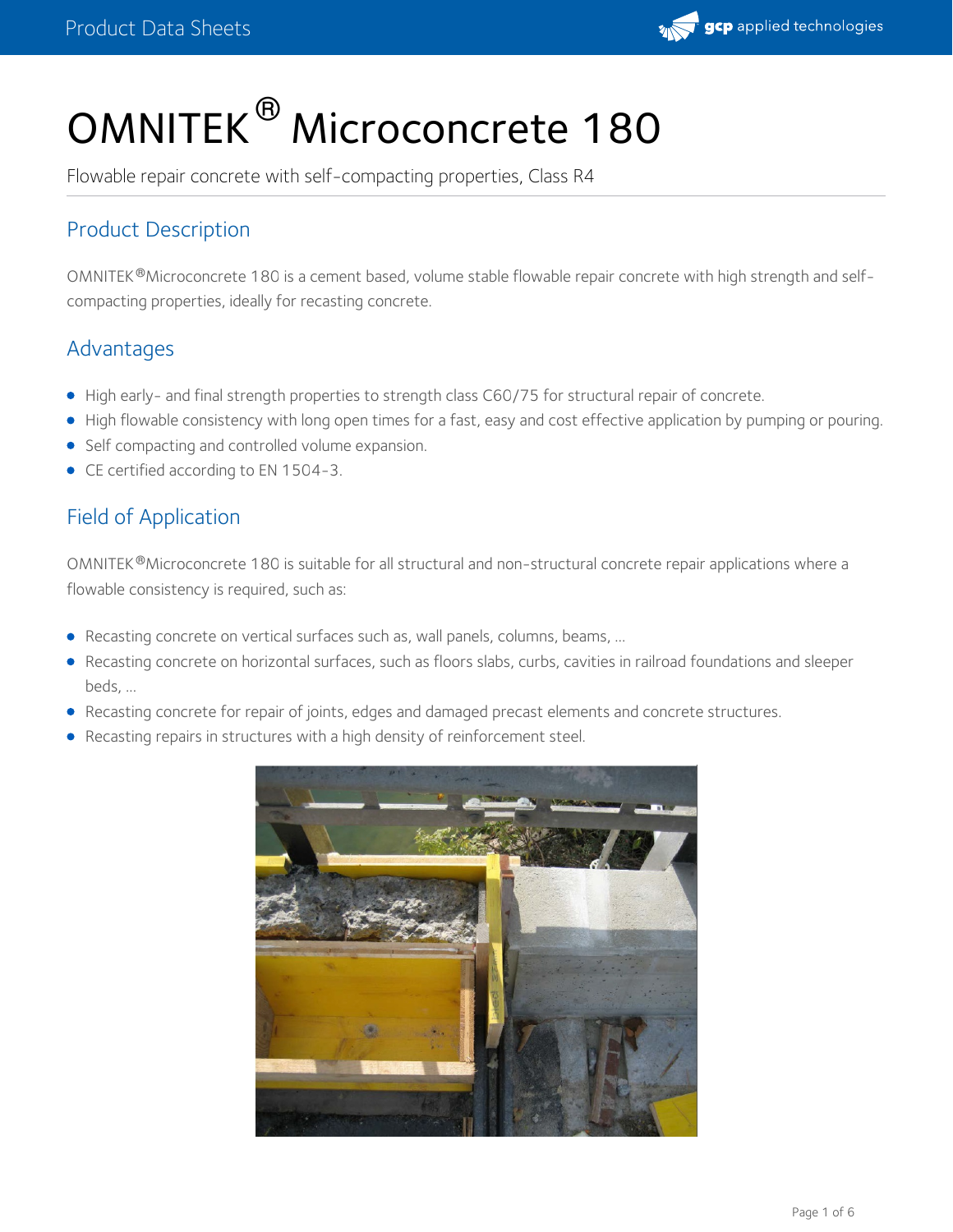# OMNITEK® Microconcrete 180

Flowable repair concrete with self-compacting properties, Class R4

## Product Description

OMNITEK® Microconcrete 180 is a cement based, volume stable flowable repair concrete with high strength and self-compacting properties, ideally for recasting concrete.

## Advantages

- High early- and final strength properties to strength class C60/75 for structural repair of concrete.
- High flowable consistency with long open times for a fast, easy and cost effective application by pumping or pouring.
- Self compacting and controlled volume expansion.
- CE certified according to EN 1504-3.

## Field of Application

OMNITEK® Microconcrete 180 is suitable for all structural and non-structural concrete repair applications where a flowable consistency is required, such as:

- Recasting concrete on vertical surfaces such as, wall panels, columns, beams, ...
- Recasting concrete on horizontal surfaces, such as floors slabs, curbs, cavities in railroad foundations and sleeper beds, ...
- Recasting concrete for repair of joints, edges and damaged precast elements and concrete structures.
- Recasting repairs in structures with a high density of reinforcement steel.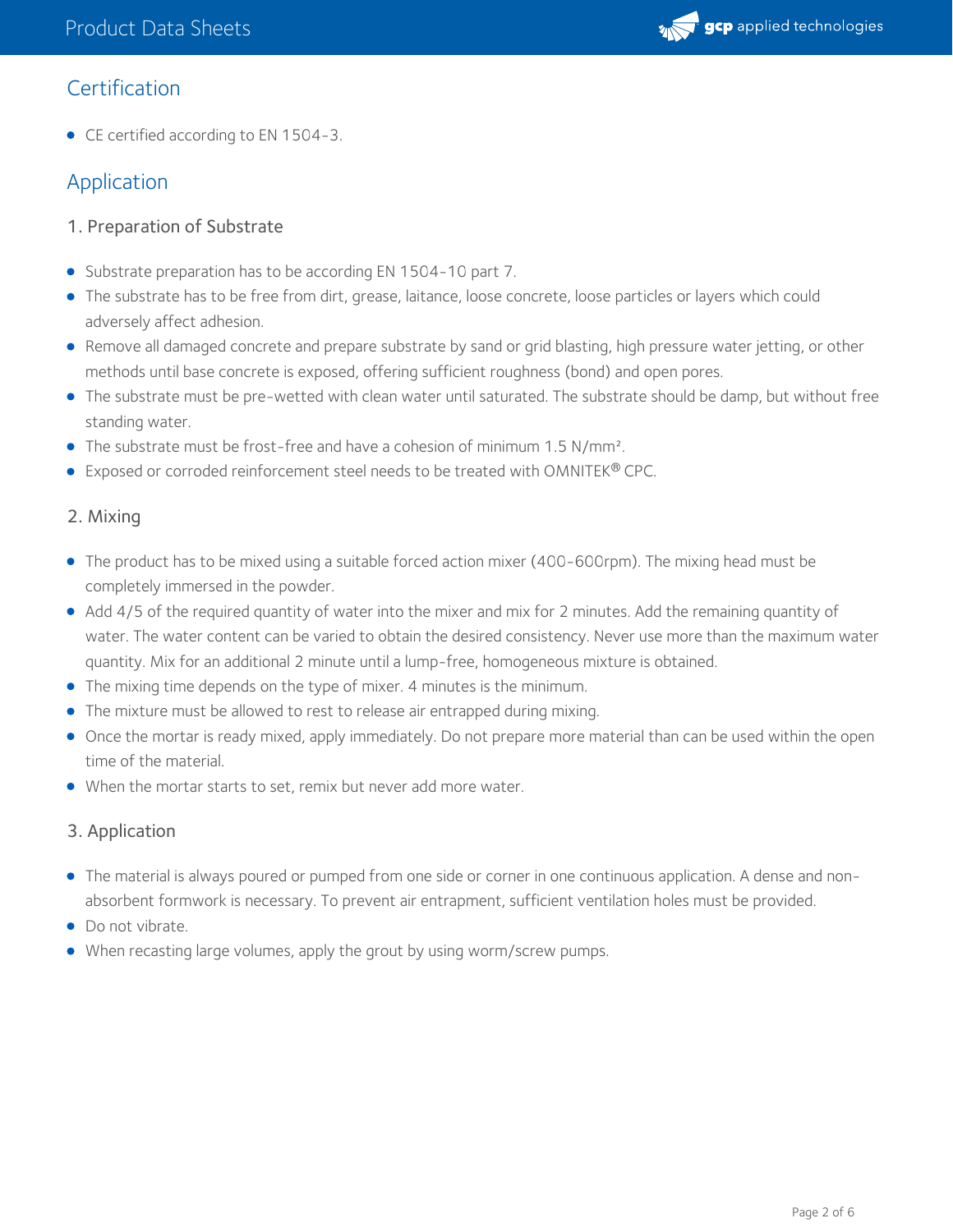## Certification

- CE certified according to EN 1504-3.

## Application

### 1. Preparation of Substrate

- Substrate preparation has to be according EN 1504-10 part 7.
- The substrate has to be free from dirt, grease, laitance, loose concrete, loose particles or layers which could adversely affect adhesion.
- Remove all damaged concrete and prepare substrate by sand or grid blasting, high pressure water jetting, or other methods until base concrete is exposed, offering sufficient roughness (bond) and open pores.
- The substrate must be pre-wetted with clean water until saturated. The substrate should be damp, but without free standing water.
- The substrate must be frost-free and have a cohesion of minimum 1.5 N/mm².
- Exposed or corroded reinforcement steel needs to be treated with OMNITEK® CPC.

### 2. Mixing

- The product has to be mixed using a suitable forced action mixer (400-600rpm). The mixing head must be completely immersed in the powder.
- Add 4/5 of the required quantity of water into the mixer and mix for 2 minutes. Add the remaining quantity of water. The water content can be varied to obtain the desired consistency. Never use more than the maximum water quantity. Mix for an additional 2 minute until a lump-free, homogeneous mixture is obtained.
- The mixing time depends on the type of mixer. 4 minutes is the minimum.
- The mixture must be allowed to rest to release air entrapped during mixing.
- Once the mortar is ready mixed, apply immediately. Do not prepare more material than can be used within the open time of the material.
- When the mortar starts to set, remix but never add more water.

### 3. Application

- The material is always poured or pumped from one side or corner in one continuous application. A dense and non-absorbent formwork is necessary. To prevent air entrapment, sufficient ventilation holes must be provided.
- Do not vibrate.
- When recasting large volumes, apply the grout by using worm/screw pumps.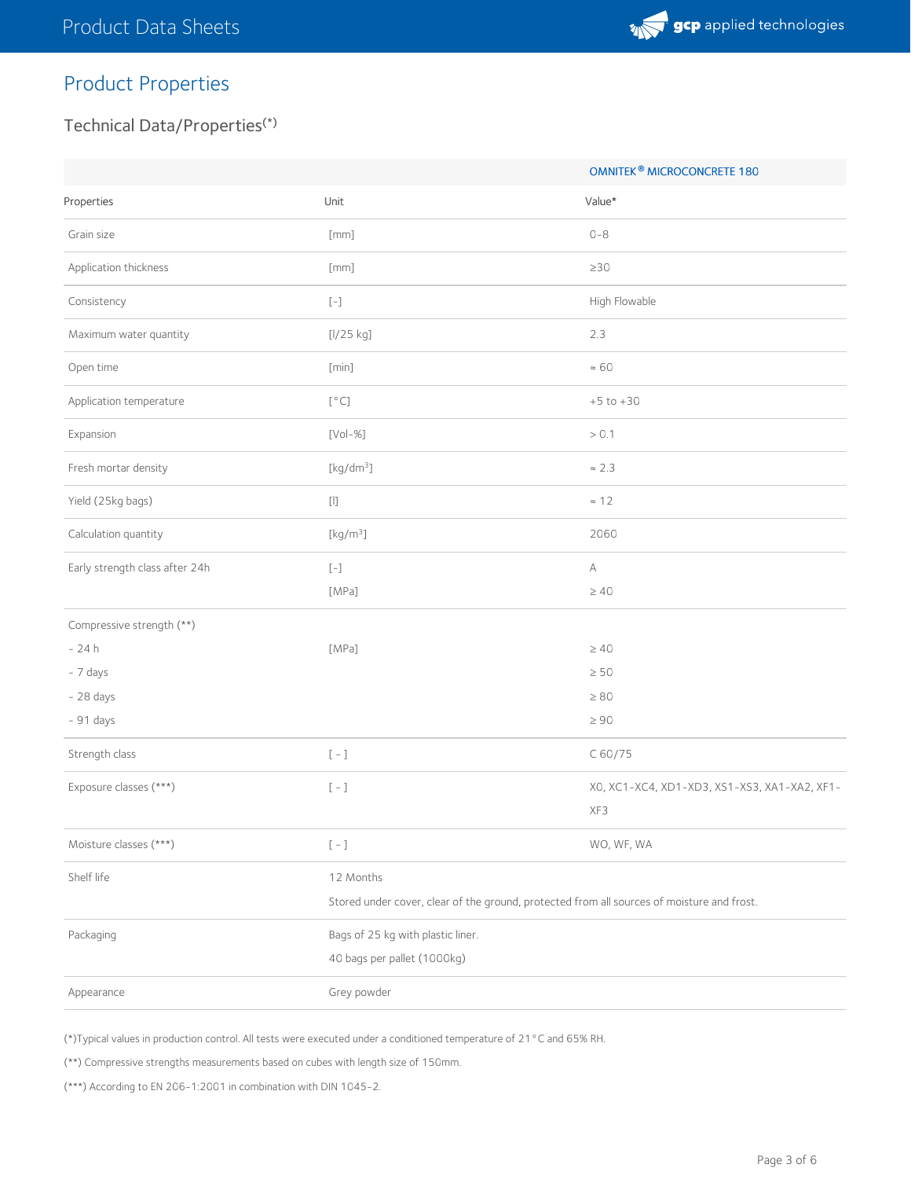## Product Properties

### Technical Data/Properties(*)

| | | OMNITEK® MICROCONCRETE 180 |
|---|---|---|
| Properties | Unit | Value* |
| Grain size | [mm] | 0-8 |
| Application thickness | [mm] | ≥30 |
| Consistency | [-] | High Flowable |
| Maximum water quantity | [l/25 kg] | 2.3 |
| Open time | [min] | ≈ 60 |
| Application temperature | [°C] | +5 to +30 |
| Expansion | [Vol-%] | > 0.1 |
| Fresh mortar density | [kg/dm³] | ≈ 2.3 |
| Yield (25kg bags) | [l] | ≈ 12 |
| Calculation quantity | [kg/m³] | 2060 |
| Early strength class after 24h | [-]<br>[MPa] | A<br>≥ 40 |
| Compressive strength (**)<br>- 24 h<br>- 7 days<br>- 28 days<br>- 91 days | <br>[MPa] | <br>≥ 40<br>≥ 50<br>≥ 80<br>≥ 90 |
| Strength class | [ - ] | C 60/75 |
| Exposure classes (***) | [ - ] | X0, XC1-XC4, XD1-XD3, XS1-XS3, XA1-XA2, XF1-XF3 |
| Moisture classes (***) | [ - ] | WO, WF, WA |
| Shelf life | 12 Months<br>Stored under cover, clear of the ground, protected from all sources of moisture and frost. | |
| Packaging | Bags of 25 kg with plastic liner.<br>40 bags per pallet (1000kg) | |
| Appearance | Grey powder | |

(*)Typical values in production control. All tests were executed under a conditioned temperature of 21°C and 65% RH.

(**) Compressive strengths measurements based on cubes with length size of 150mm.

(***) According to EN 206-1:2001 in combination with DIN 1045-2.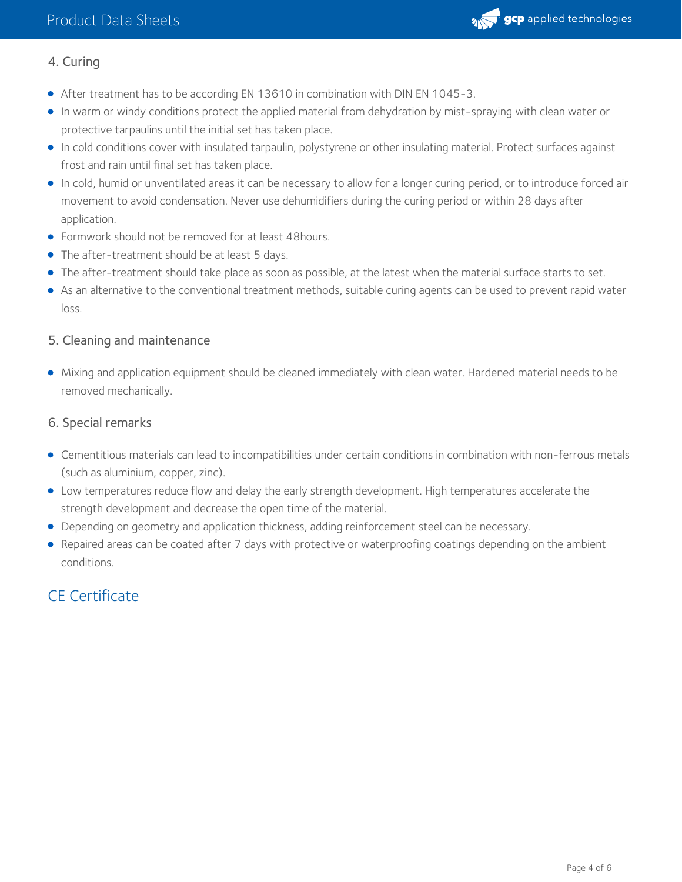### 4. Curing

- After treatment has to be according EN 13610 in combination with DIN EN 1045-3.
- In warm or windy conditions protect the applied material from dehydration by mist-spraying with clean water or protective tarpaulins until the initial set has taken place.
- In cold conditions cover with insulated tarpaulin, polystyrene or other insulating material. Protect surfaces against frost and rain until final set has taken place.
- In cold, humid or unventilated areas it can be necessary to allow for a longer curing period, or to introduce forced air movement to avoid condensation. Never use dehumidifiers during the curing period or within 28 days after application.
- Formwork should not be removed for at least 48hours.
- The after-treatment should be at least 5 days.
- The after-treatment should take place as soon as possible, at the latest when the material surface starts to set.
- As an alternative to the conventional treatment methods, suitable curing agents can be used to prevent rapid water loss.

### 5. Cleaning and maintenance

- Mixing and application equipment should be cleaned immediately with clean water. Hardened material needs to be removed mechanically.

### 6. Special remarks

- Cementitious materials can lead to incompatibilities under certain conditions in combination with non-ferrous metals (such as aluminium, copper, zinc).
- Low temperatures reduce flow and delay the early strength development. High temperatures accelerate the strength development and decrease the open time of the material.
- Depending on geometry and application thickness, adding reinforcement steel can be necessary.
- Repaired areas can be coated after 7 days with protective or waterproofing coatings depending on the ambient conditions.

## CE Certificate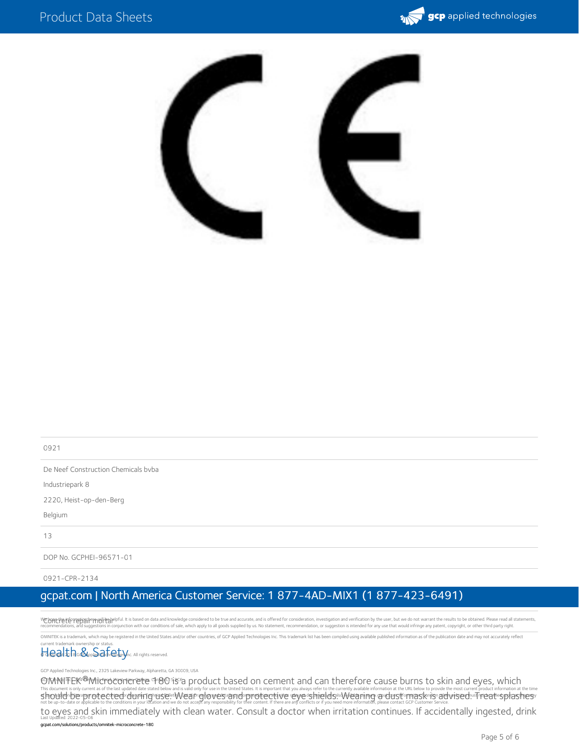| 0921 |
| --- |
| De Neef Construction Chemicals bvba<br>Industriepark 8<br>2220, Heist-op-den-Berg<br>Belgium |
| 13 |
| DOP No. GCPHEI-96571-01 |
| 0921-CPR-2134 |

Concrete repair mortar

## Health & Safety

OMNITEK® Microconcrete 180 is a product based on cement and can therefore cause burns to skin and eyes, which should be protected during use. Wear gloves and protective eye shields. Wearing a dust mask is advised. Treat splashes to eyes and skin immediately with clean water. Consult a doctor when irritation continues. If accidentally ingested, drink

We hope the information here will be helpful. It is based on data and knowledge considered to be true and accurate, and is offered for consideration, investigation and verification by the user, but we do not warrant the results to be obtained. Please read all statements, recommendations, and suggestions in conjunction with our conditions of sale, which apply to all goods supplied by us. No statement, recommendation, or suggestion is intended for any use that would infringe any patent, copyright, or other third party right.

OMNITEK is a trademark, which may be registered in the United States and/or other countries, of GCP Applied Technologies Inc. This trademark list has been compiled using available published information as of the publication date and may not accurately reflect current trademark ownership or status.

© Copyright 2020 GCP Applied Technologies Inc. All rights reserved.

GCP Applied Technologies Inc., 2325 Lakeview Parkway, Alpharetta, GA 30009, USA

This document is only current as of the last updated date stated below and is valid only for use in the United States. It is important that you always refer to the currently available information at the URL below to provide the most current product information at the time of use. Additional literature such as Contractor Manuals, Technical Bulletins, Detail Drawings and detailing recommendations and other relevant documents are also available on www.gcpat.com. Information found on other websites must not be relied upon, as they may not be up-to-date or applicable to the conditions in your location and we do not accept any responsibility for their content. If there are any conflicts or if you need more information, please contact GCP Customer Service.

Last Updated: 2022-05-06

gcpat.com/solutions/products/omnitek-microconcrete-180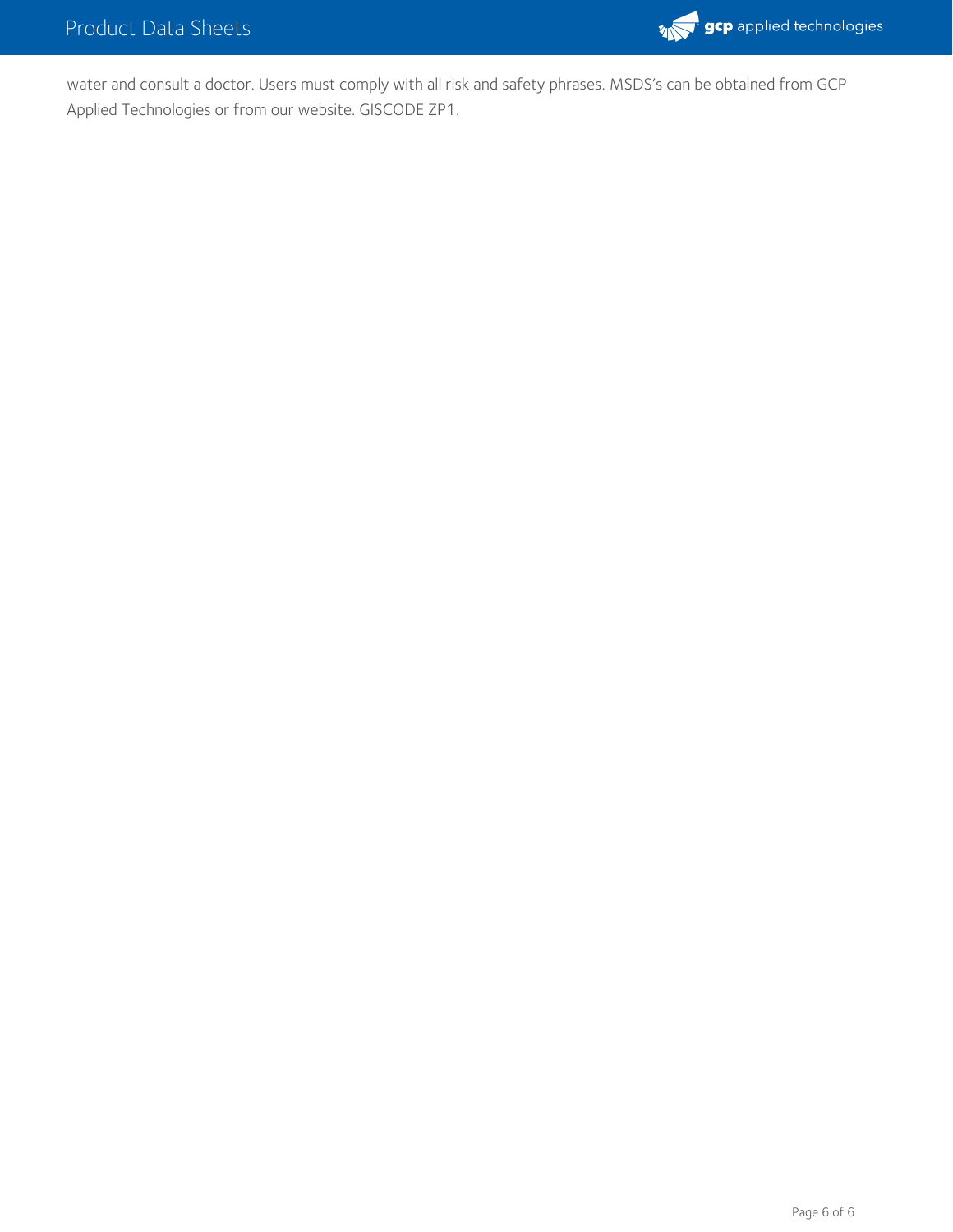water and consult a doctor. Users must comply with all risk and safety phrases. MSDS's can be obtained from GCP Applied Technologies or from our website. GISCODE ZP1.